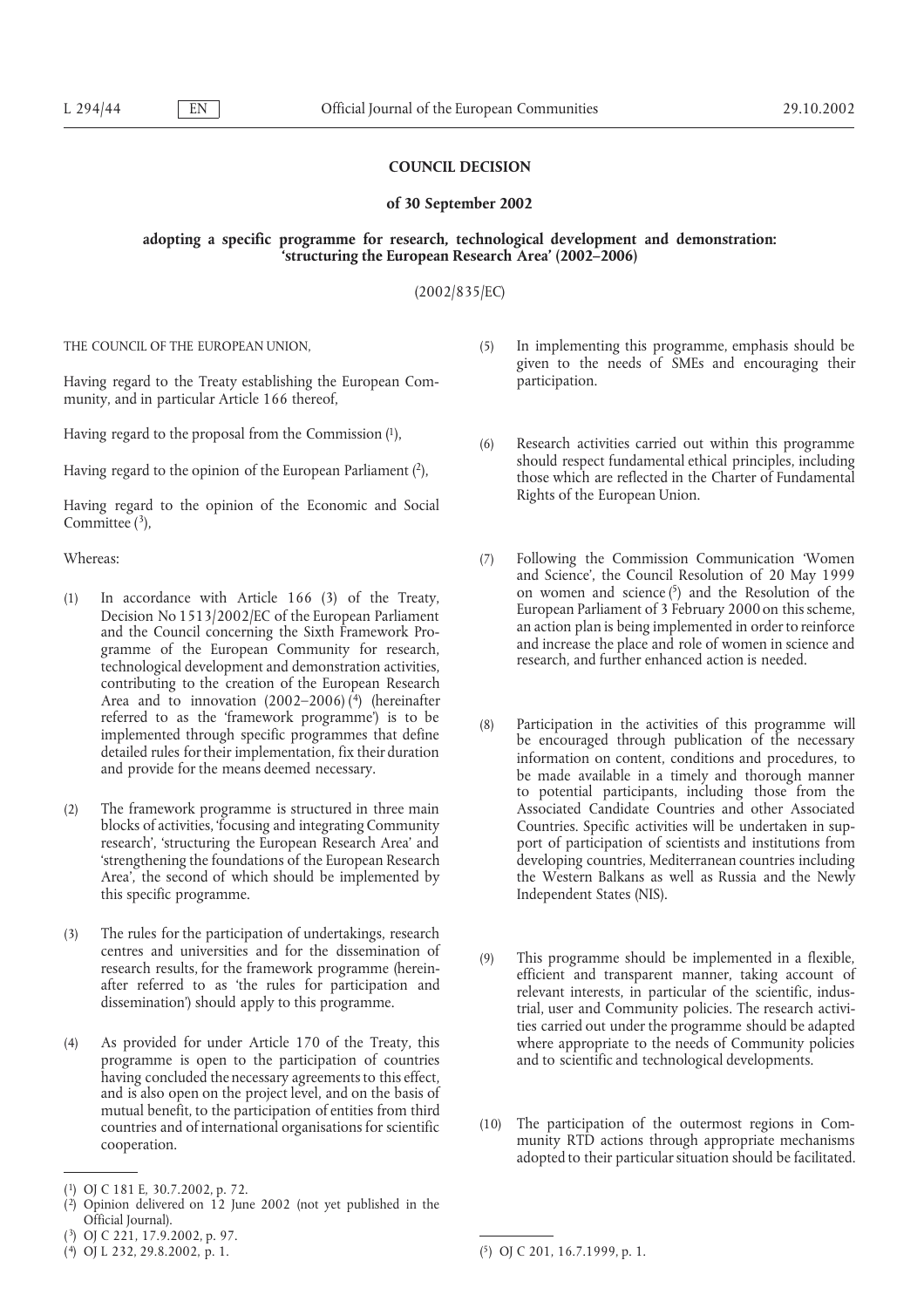## COUNCIL DECISION

### of 30 September 2002

### adopting a specific programme for research, technological development and demonstration: 'structuring the European Research Area' (2002–2006)

(2002/835/EC)

THE COUNCIL OF THE EUROPEAN UNION,

Having regard to the Treaty establishing the European Community, and in particular Article 166 thereof,

Having regard to the proposal from the Commission [1],

Having regard to the opinion of the European Parliament [2],

Having regard to the opinion of the Economic and Social Committee [3],

Whereas:

(1) In accordance with Article 166 (3) of the Treaty, Decision No 1513/2002/EC of the European Parliament and the Council concerning the Sixth Framework Programme of the European Community for research, technological development and demonstration activities, contributing to the creation of the European Research Area and to innovation (2002–2006) [4] (hereinafter referred to as the 'framework programme') is to be implemented through specific programmes that define detailed rules for their implementation, fix their duration and provide for the means deemed necessary.

(2) The framework programme is structured in three main blocks of activities, 'focusing and integrating Community research', 'structuring the European Research Area' and 'strengthening the foundations of the European Research Area', the second of which should be implemented by this specific programme.

(3) The rules for the participation of undertakings, research centres and universities and for the dissemination of research results, for the framework programme (hereinafter referred to as 'the rules for participation and dissemination') should apply to this programme.

(4) As provided for under Article 170 of the Treaty, this programme is open to the participation of countries having concluded the necessary agreements to this effect, and is also open on the project level, and on the basis of mutual benefit, to the participation of entities from third countries and of international organisations for scientific cooperation.

(5) In implementing this programme, emphasis should be given to the needs of SMEs and encouraging their participation.

(6) Research activities carried out within this programme should respect fundamental ethical principles, including those which are reflected in the Charter of Fundamental Rights of the European Union.

(7) Following the Commission Communication 'Women and Science', the Council Resolution of 20 May 1999 on women and science [5] and the Resolution of the European Parliament of 3 February 2000 on this scheme, an action plan is being implemented in order to reinforce and increase the place and role of women in science and research, and further enhanced action is needed.

(8) Participation in the activities of this programme will be encouraged through publication of the necessary information on content, conditions and procedures, to be made available in a timely and thorough manner to potential participants, including those from the Associated Candidate Countries and other Associated Countries. Specific activities will be undertaken in support of participation of scientists and institutions from developing countries, Mediterranean countries including the Western Balkans as well as Russia and the Newly Independent States (NIS).

(9) This programme should be implemented in a flexible, efficient and transparent manner, taking account of relevant interests, in particular of the scientific, industrial, user and Community policies. The research activities carried out under the programme should be adapted where appropriate to the needs of Community policies and to scientific and technological developments.

(10) The participation of the outermost regions in Community RTD actions through appropriate mechanisms adopted to their particular situation should be facilitated.

---

[1] OJ C 181 E, 30.7.2002, p. 72.

[2] Opinion delivered on 12 June 2002 (not yet published in the Official Journal).

[3] OJ C 221, 17.9.2002, p. 97.

[4] OJ L 232, 29.8.2002, p. 1.

[5] OJ C 201, 16.7.1999, p. 1.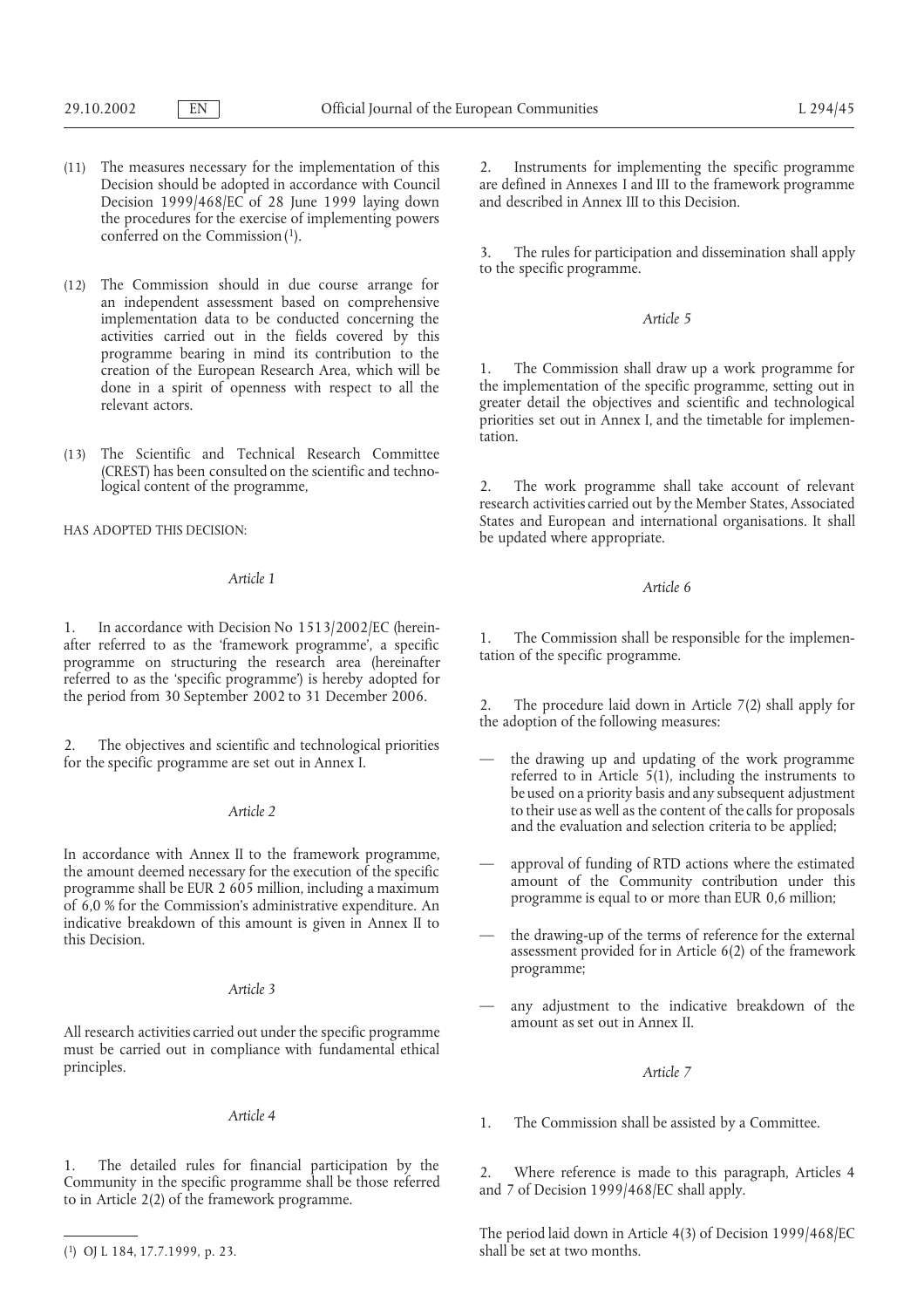(11) The measures necessary for the implementation of this Decision should be adopted in accordance with Council Decision 1999/468/EC of 28 June 1999 laying down the procedures for the exercise of implementing powers conferred on the Commission [1].

(12) The Commission should in due course arrange for an independent assessment based on comprehensive implementation data to be conducted concerning the activities carried out in the fields covered by this programme bearing in mind its contribution to the creation of the European Research Area, which will be done in a spirit of openness with respect to all the relevant actors.

(13) The Scientific and Technical Research Committee (CREST) has been consulted on the scientific and technological content of the programme,

HAS ADOPTED THIS DECISION:

*Article 1*

1. In accordance with Decision No 1513/2002/EC (hereinafter referred to as the 'framework programme', a specific programme on structuring the research area (hereinafter referred to as the 'specific programme') is hereby adopted for the period from 30 September 2002 to 31 December 2006.

2. The objectives and scientific and technological priorities for the specific programme are set out in Annex I.

*Article 2*

In accordance with Annex II to the framework programme, the amount deemed necessary for the execution of the specific programme shall be EUR 2 605 million, including a maximum of 6,0 % for the Commission's administrative expenditure. An indicative breakdown of this amount is given in Annex II to this Decision.

*Article 3*

All research activities carried out under the specific programme must be carried out in compliance with fundamental ethical principles.

*Article 4*

1. The detailed rules for financial participation by the Community in the specific programme shall be those referred to in Article 2(2) of the framework programme.

2. Instruments for implementing the specific programme are defined in Annexes I and III to the framework programme and described in Annex III to this Decision.

3. The rules for participation and dissemination shall apply to the specific programme.

*Article 5*

1. The Commission shall draw up a work programme for the implementation of the specific programme, setting out in greater detail the objectives and scientific and technological priorities set out in Annex I, and the timetable for implementation.

2. The work programme shall take account of relevant research activities carried out by the Member States, Associated States and European and international organisations. It shall be updated where appropriate.

*Article 6*

1. The Commission shall be responsible for the implementation of the specific programme.

2. The procedure laid down in Article 7(2) shall apply for the adoption of the following measures:

— the drawing up and updating of the work programme referred to in Article 5(1), including the instruments to be used on a priority basis and any subsequent adjustment to their use as well as the content of the calls for proposals and the evaluation and selection criteria to be applied;

— approval of funding of RTD actions where the estimated amount of the Community contribution under this programme is equal to or more than EUR 0,6 million;

— the drawing-up of the terms of reference for the external assessment provided for in Article 6(2) of the framework programme;

— any adjustment to the indicative breakdown of the amount as set out in Annex II.

*Article 7*

1. The Commission shall be assisted by a Committee.

2. Where reference is made to this paragraph, Articles 4 and 7 of Decision 1999/468/EC shall apply.

The period laid down in Article 4(3) of Decision 1999/468/EC shall be set at two months.

[1] OJ L 184, 17.7.1999, p. 23.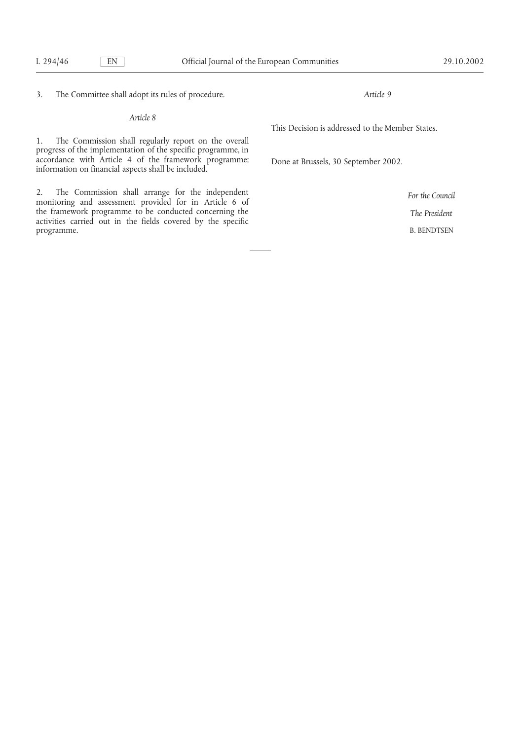3. The Committee shall adopt its rules of procedure.

*Article 8*

1. The Commission shall regularly report on the overall progress of the implementation of the specific programme, in accordance with Article 4 of the framework programme; information on financial aspects shall be included.

2. The Commission shall arrange for the independent monitoring and assessment provided for in Article 6 of the framework programme to be conducted concerning the activities carried out in the fields covered by the specific programme.

*Article 9*

This Decision is addressed to the Member States.

Done at Brussels, 30 September 2002.

*For the Council*

*The President*

B. BENDTSEN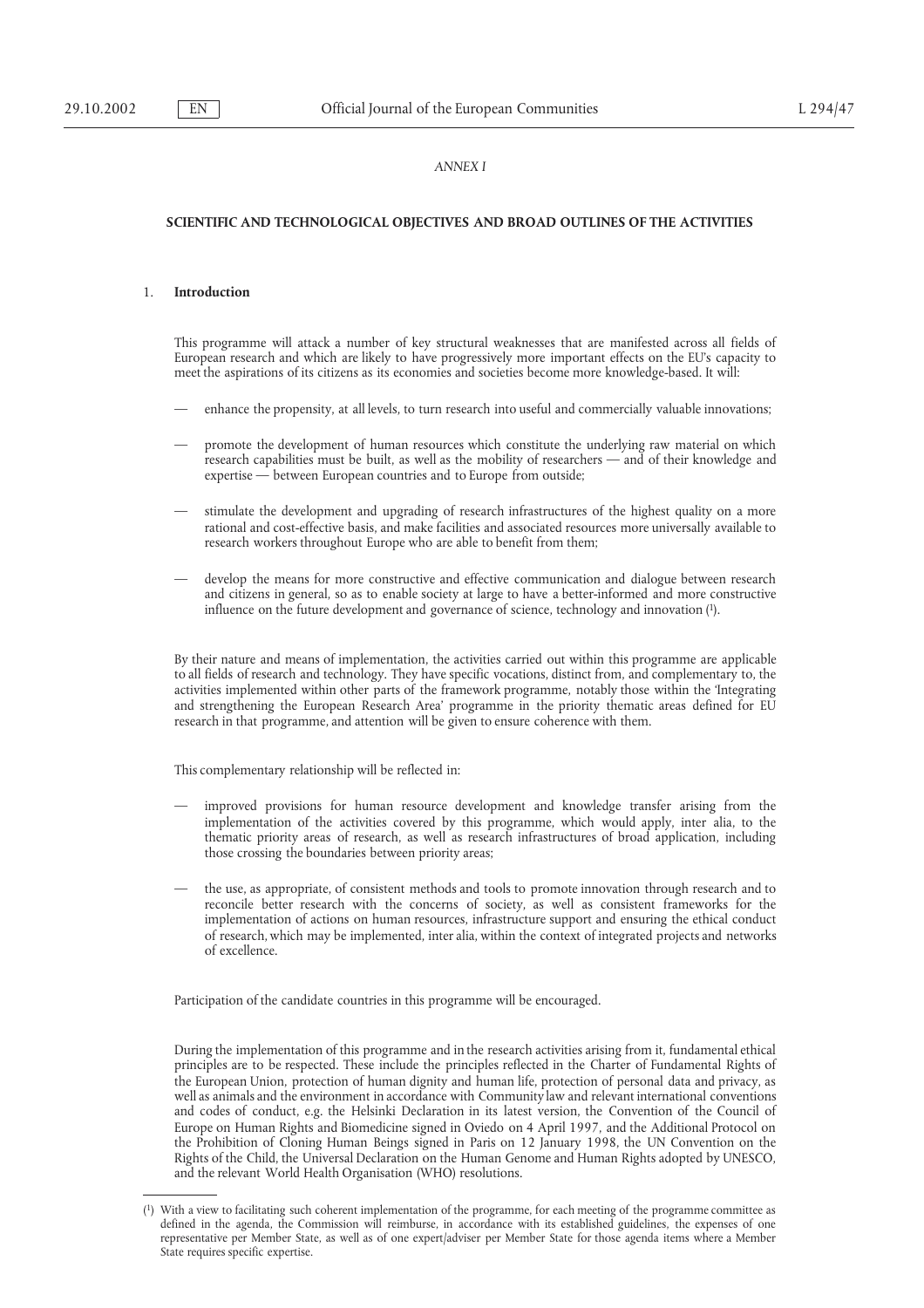*ANNEX I*

**SCIENTIFIC AND TECHNOLOGICAL OBJECTIVES AND BROAD OUTLINES OF THE ACTIVITIES**

## 1. Introduction

This programme will attack a number of key structural weaknesses that are manifested across all fields of European research and which are likely to have progressively more important effects on the EU's capacity to meet the aspirations of its citizens as its economies and societies become more knowledge-based. It will:

- enhance the propensity, at all levels, to turn research into useful and commercially valuable innovations;
- promote the development of human resources which constitute the underlying raw material on which research capabilities must be built, as well as the mobility of researchers — and of their knowledge and expertise — between European countries and to Europe from outside;
- stimulate the development and upgrading of research infrastructures of the highest quality on a more rational and cost-effective basis, and make facilities and associated resources more universally available to research workers throughout Europe who are able to benefit from them;
- develop the means for more constructive and effective communication and dialogue between research and citizens in general, so as to enable society at large to have a better-informed and more constructive influence on the future development and governance of science, technology and innovation ([1]).

By their nature and means of implementation, the activities carried out within this programme are applicable to all fields of research and technology. They have specific vocations, distinct from, and complementary to, the activities implemented within other parts of the framework programme, notably those within the 'Integrating and strengthening the European Research Area' programme in the priority thematic areas defined for EU research in that programme, and attention will be given to ensure coherence with them.

This complementary relationship will be reflected in:

- improved provisions for human resource development and knowledge transfer arising from the implementation of the activities covered by this programme, which would apply, inter alia, to the thematic priority areas of research, as well as research infrastructures of broad application, including those crossing the boundaries between priority areas;
- the use, as appropriate, of consistent methods and tools to promote innovation through research and to reconcile better research with the concerns of society, as well as consistent frameworks for the implementation of actions on human resources, infrastructure support and ensuring the ethical conduct of research, which may be implemented, inter alia, within the context of integrated projects and networks of excellence.

Participation of the candidate countries in this programme will be encouraged.

During the implementation of this programme and in the research activities arising from it, fundamental ethical principles are to be respected. These include the principles reflected in the Charter of Fundamental Rights of the European Union, protection of human dignity and human life, protection of personal data and privacy, as well as animals and the environment in accordance with Community law and relevant international conventions and codes of conduct, e.g. the Helsinki Declaration in its latest version, the Convention of the Council of Europe on Human Rights and Biomedicine signed in Oviedo on 4 April 1997, and the Additional Protocol on the Prohibition of Cloning Human Beings signed in Paris on 12 January 1998, the UN Convention on the Rights of the Child, the Universal Declaration on the Human Genome and Human Rights adopted by UNESCO, and the relevant World Health Organisation (WHO) resolutions.

---

([1]) With a view to facilitating such coherent implementation of the programme, for each meeting of the programme committee as defined in the agenda, the Commission will reimburse, in accordance with its established guidelines, the expenses of one representative per Member State, as well as of one expert/adviser per Member State for those agenda items where a Member State requires specific expertise.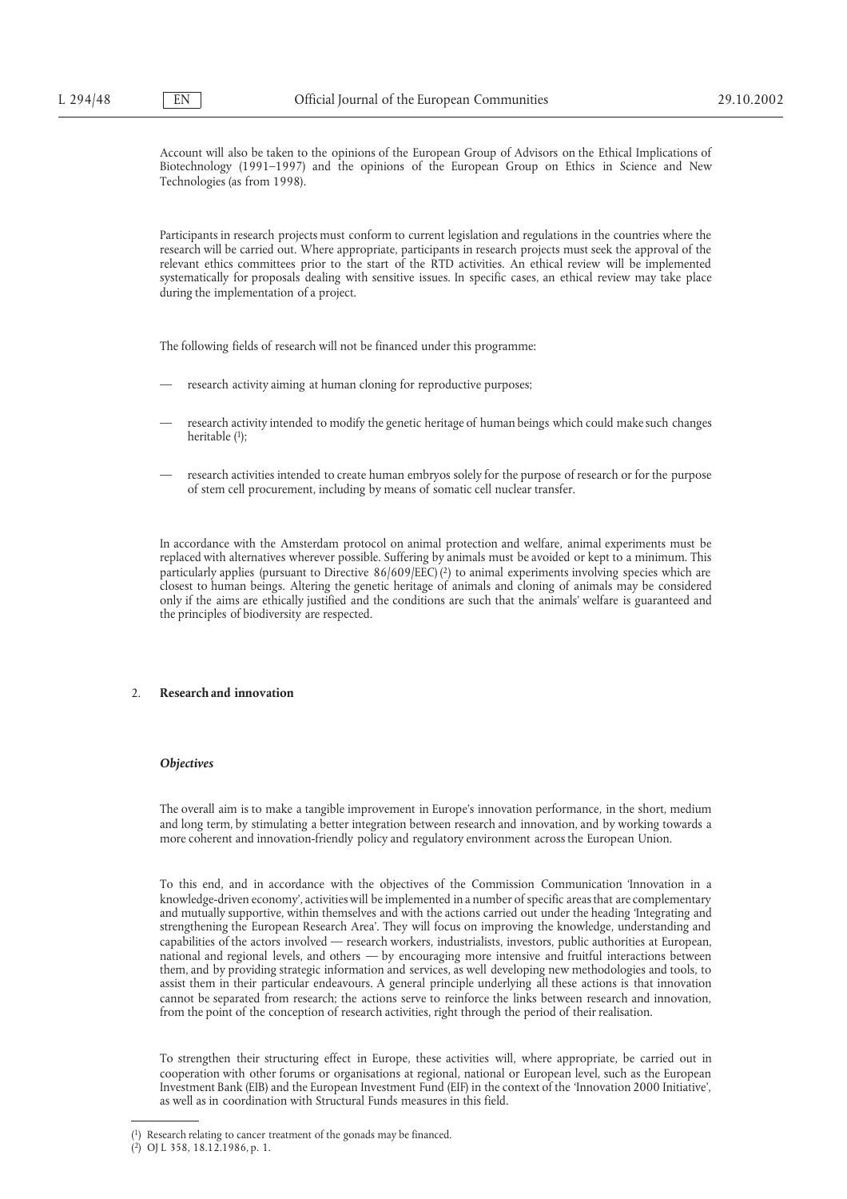Account will also be taken to the opinions of the European Group of Advisors on the Ethical Implications of Biotechnology (1991–1997) and the opinions of the European Group on Ethics in Science and New Technologies (as from 1998).

Participants in research projects must conform to current legislation and regulations in the countries where the research will be carried out. Where appropriate, participants in research projects must seek the approval of the relevant ethics committees prior to the start of the RTD activities. An ethical review will be implemented systematically for proposals dealing with sensitive issues. In specific cases, an ethical review may take place during the implementation of a project.

The following fields of research will not be financed under this programme:

- research activity aiming at human cloning for reproductive purposes;
- research activity intended to modify the genetic heritage of human beings which could make such changes heritable [1];
- research activities intended to create human embryos solely for the purpose of research or for the purpose of stem cell procurement, including by means of somatic cell nuclear transfer.

In accordance with the Amsterdam protocol on animal protection and welfare, animal experiments must be replaced with alternatives wherever possible. Suffering by animals must be avoided or kept to a minimum. This particularly applies (pursuant to Directive 86/609/EEC) [2] to animal experiments involving species which are closest to human beings. Altering the genetic heritage of animals and cloning of animals may be considered only if the aims are ethically justified and the conditions are such that the animals' welfare is guaranteed and the principles of biodiversity are respected.

## 2. **Research and innovation**

### ***Objectives***

The overall aim is to make a tangible improvement in Europe's innovation performance, in the short, medium and long term, by stimulating a better integration between research and innovation, and by working towards a more coherent and innovation-friendly policy and regulatory environment across the European Union.

To this end, and in accordance with the objectives of the Commission Communication 'Innovation in a knowledge-driven economy', activities will be implemented in a number of specific areas that are complementary and mutually supportive, within themselves and with the actions carried out under the heading 'Integrating and strengthening the European Research Area'. They will focus on improving the knowledge, understanding and capabilities of the actors involved — research workers, industrialists, investors, public authorities at European, national and regional levels, and others — by encouraging more intensive and fruitful interactions between them, and by providing strategic information and services, as well developing new methodologies and tools, to assist them in their particular endeavours. A general principle underlying all these actions is that innovation cannot be separated from research; the actions serve to reinforce the links between research and innovation, from the point of the conception of research activities, right through the period of their realisation.

To strengthen their structuring effect in Europe, these activities will, where appropriate, be carried out in cooperation with other forums or organisations at regional, national or European level, such as the European Investment Bank (EIB) and the European Investment Fund (EIF) in the context of the 'Innovation 2000 Initiative', as well as in coordination with Structural Funds measures in this field.

---

[1] Research relating to cancer treatment of the gonads may be financed.

[2] OJ L 358, 18.12.1986, p. 1.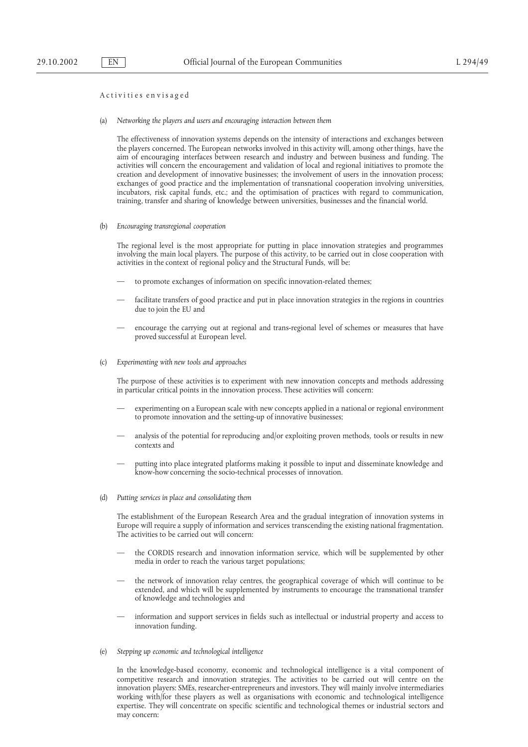Activities envisaged

(a) *Networking the players and users and encouraging interaction between them*

The effectiveness of innovation systems depends on the intensity of interactions and exchanges between the players concerned. The European networks involved in this activity will, among other things, have the aim of encouraging interfaces between research and industry and between business and funding. The activities will concern the encouragement and validation of local and regional initiatives to promote the creation and development of innovative businesses; the involvement of users in the innovation process; exchanges of good practice and the implementation of transnational cooperation involving universities, incubators, risk capital funds, etc.; and the optimisation of practices with regard to communication, training, transfer and sharing of knowledge between universities, businesses and the financial world.

(b) *Encouraging transregional cooperation*

The regional level is the most appropriate for putting in place innovation strategies and programmes involving the main local players. The purpose of this activity, to be carried out in close cooperation with activities in the context of regional policy and the Structural Funds, will be:

— to promote exchanges of information on specific innovation-related themes;

— facilitate transfers of good practice and put in place innovation strategies in the regions in countries due to join the EU and

— encourage the carrying out at regional and trans-regional level of schemes or measures that have proved successful at European level.

(c) *Experimenting with new tools and approaches*

The purpose of these activities is to experiment with new innovation concepts and methods addressing in particular critical points in the innovation process. These activities will concern:

— experimenting on a European scale with new concepts applied in a national or regional environment to promote innovation and the setting-up of innovative businesses;

— analysis of the potential for reproducing and/or exploiting proven methods, tools or results in new contexts and

— putting into place integrated platforms making it possible to input and disseminate knowledge and know-how concerning the socio-technical processes of innovation.

(d) *Putting services in place and consolidating them*

The establishment of the European Research Area and the gradual integration of innovation systems in Europe will require a supply of information and services transcending the existing national fragmentation. The activities to be carried out will concern:

— the CORDIS research and innovation information service, which will be supplemented by other media in order to reach the various target populations;

— the network of innovation relay centres, the geographical coverage of which will continue to be extended, and which will be supplemented by instruments to encourage the transnational transfer of knowledge and technologies and

— information and support services in fields such as intellectual or industrial property and access to innovation funding.

(e) *Stepping up economic and technological intelligence*

In the knowledge-based economy, economic and technological intelligence is a vital component of competitive research and innovation strategies. The activities to be carried out will centre on the innovation players: SMEs, researcher-entrepreneurs and investors. They will mainly involve intermediaries working with/for these players as well as organisations with economic and technological intelligence expertise. They will concentrate on specific scientific and technological themes or industrial sectors and may concern: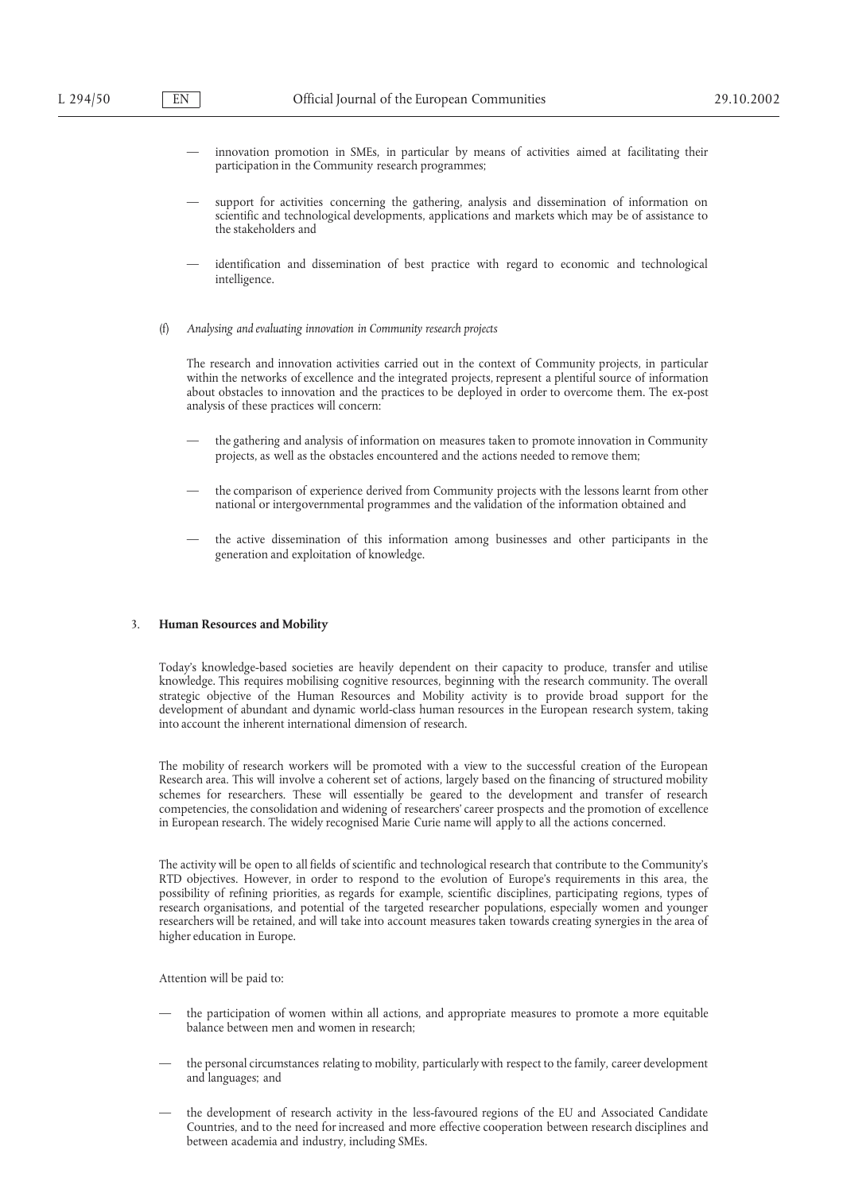- innovation promotion in SMEs, in particular by means of activities aimed at facilitating their participation in the Community research programmes;
- support for activities concerning the gathering, analysis and dissemination of information on scientific and technological developments, applications and markets which may be of assistance to the stakeholders and
- identification and dissemination of best practice with regard to economic and technological intelligence.

(f) *Analysing and evaluating innovation in Community research projects*

The research and innovation activities carried out in the context of Community projects, in particular within the networks of excellence and the integrated projects, represent a plentiful source of information about obstacles to innovation and the practices to be deployed in order to overcome them. The ex-post analysis of these practices will concern:

- the gathering and analysis of information on measures taken to promote innovation in Community projects, as well as the obstacles encountered and the actions needed to remove them;
- the comparison of experience derived from Community projects with the lessons learnt from other national or intergovernmental programmes and the validation of the information obtained and
- the active dissemination of this information among businesses and other participants in the generation and exploitation of knowledge.

### 3. **Human Resources and Mobility**

Today's knowledge-based societies are heavily dependent on their capacity to produce, transfer and utilise knowledge. This requires mobilising cognitive resources, beginning with the research community. The overall strategic objective of the Human Resources and Mobility activity is to provide broad support for the development of abundant and dynamic world-class human resources in the European research system, taking into account the inherent international dimension of research.

The mobility of research workers will be promoted with a view to the successful creation of the European Research area. This will involve a coherent set of actions, largely based on the financing of structured mobility schemes for researchers. These will essentially be geared to the development and transfer of research competencies, the consolidation and widening of researchers' career prospects and the promotion of excellence in European research. The widely recognised Marie Curie name will apply to all the actions concerned.

The activity will be open to all fields of scientific and technological research that contribute to the Community's RTD objectives. However, in order to respond to the evolution of Europe's requirements in this area, the possibility of refining priorities, as regards for example, scientific disciplines, participating regions, types of research organisations, and potential of the targeted researcher populations, especially women and younger researchers will be retained, and will take into account measures taken towards creating synergies in the area of higher education in Europe.

Attention will be paid to:

- the participation of women within all actions, and appropriate measures to promote a more equitable balance between men and women in research;
- the personal circumstances relating to mobility, particularly with respect to the family, career development and languages; and
- the development of research activity in the less-favoured regions of the EU and Associated Candidate Countries, and to the need for increased and more effective cooperation between research disciplines and between academia and industry, including SMEs.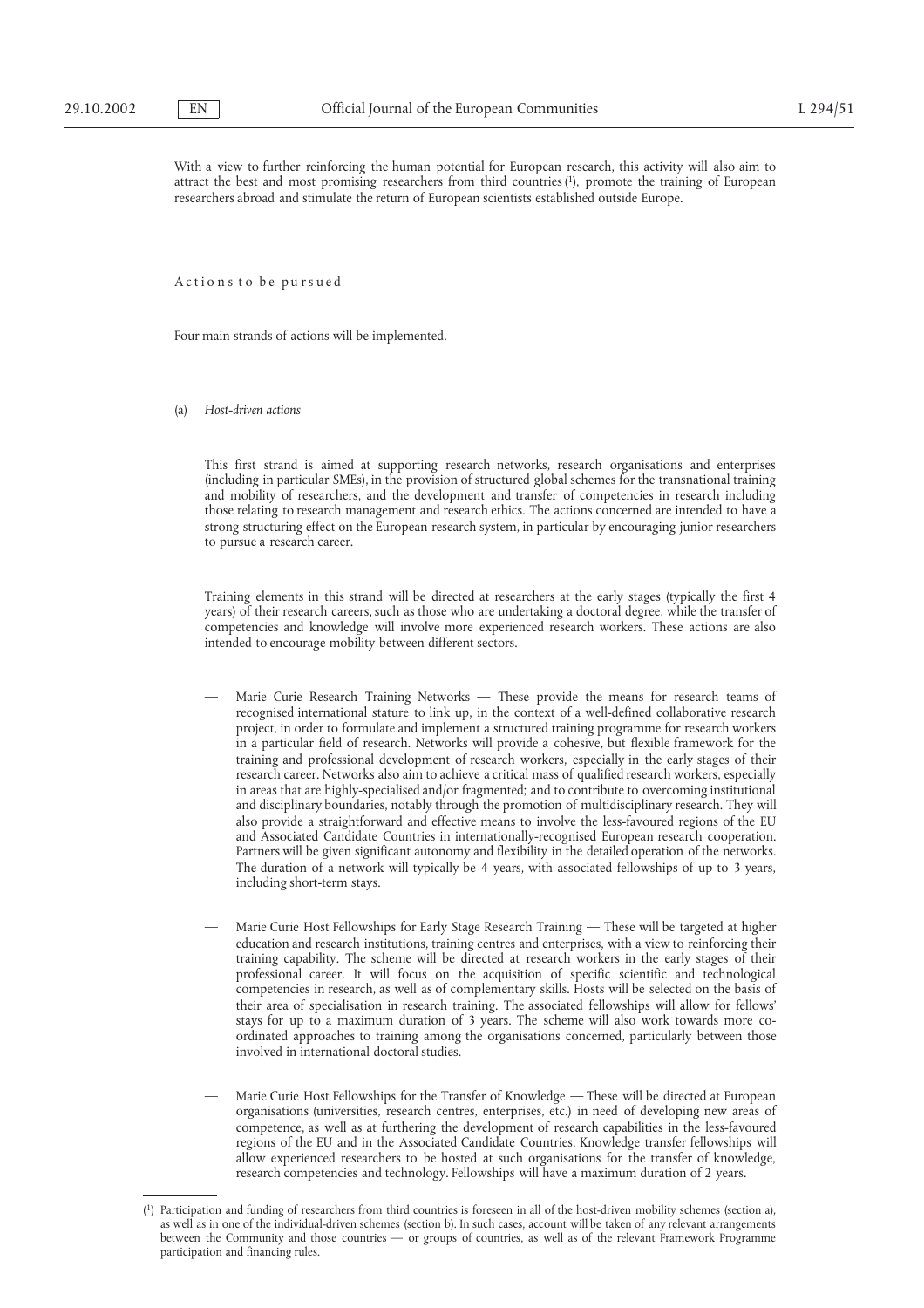With a view to further reinforcing the human potential for European research, this activity will also aim to attract the best and most promising researchers from third countries [1], promote the training of European researchers abroad and stimulate the return of European scientists established outside Europe.

Actions to be pursued

Four main strands of actions will be implemented.

(a) *Host-driven actions*

This first strand is aimed at supporting research networks, research organisations and enterprises (including in particular SMEs), in the provision of structured global schemes for the transnational training and mobility of researchers, and the development and transfer of competencies in research including those relating to research management and research ethics. The actions concerned are intended to have a strong structuring effect on the European research system, in particular by encouraging junior researchers to pursue a research career.

Training elements in this strand will be directed at researchers at the early stages (typically the first 4 years) of their research careers, such as those who are undertaking a doctoral degree, while the transfer of competencies and knowledge will involve more experienced research workers. These actions are also intended to encourage mobility between different sectors.

— Marie Curie Research Training Networks — These provide the means for research teams of recognised international stature to link up, in the context of a well-defined collaborative research project, in order to formulate and implement a structured training programme for research workers in a particular field of research. Networks will provide a cohesive, but flexible framework for the training and professional development of research workers, especially in the early stages of their research career. Networks also aim to achieve a critical mass of qualified research workers, especially in areas that are highly-specialised and/or fragmented; and to contribute to overcoming institutional and disciplinary boundaries, notably through the promotion of multidisciplinary research. They will also provide a straightforward and effective means to involve the less-favoured regions of the EU and Associated Candidate Countries in internationally-recognised European research cooperation. Partners will be given significant autonomy and flexibility in the detailed operation of the networks. The duration of a network will typically be 4 years, with associated fellowships of up to 3 years, including short-term stays.

— Marie Curie Host Fellowships for Early Stage Research Training — These will be targeted at higher education and research institutions, training centres and enterprises, with a view to reinforcing their training capability. The scheme will be directed at research workers in the early stages of their professional career. It will focus on the acquisition of specific scientific and technological competencies in research, as well as of complementary skills. Hosts will be selected on the basis of their area of specialisation in research training. The associated fellowships will allow for fellows' stays for up to a maximum duration of 3 years. The scheme will also work towards more co-ordinated approaches to training among the organisations concerned, particularly between those involved in international doctoral studies.

— Marie Curie Host Fellowships for the Transfer of Knowledge — These will be directed at European organisations (universities, research centres, enterprises, etc.) in need of developing new areas of competence, as well as at furthering the development of research capabilities in the less-favoured regions of the EU and in the Associated Candidate Countries. Knowledge transfer fellowships will allow experienced researchers to be hosted at such organisations for the transfer of knowledge, research competencies and technology. Fellowships will have a maximum duration of 2 years.

---

[1] Participation and funding of researchers from third countries is foreseen in all of the host-driven mobility schemes (section a), as well as in one of the individual-driven schemes (section b). In such cases, account will be taken of any relevant arrangements between the Community and those countries — or groups of countries, as well as of the relevant Framework Programme participation and financing rules.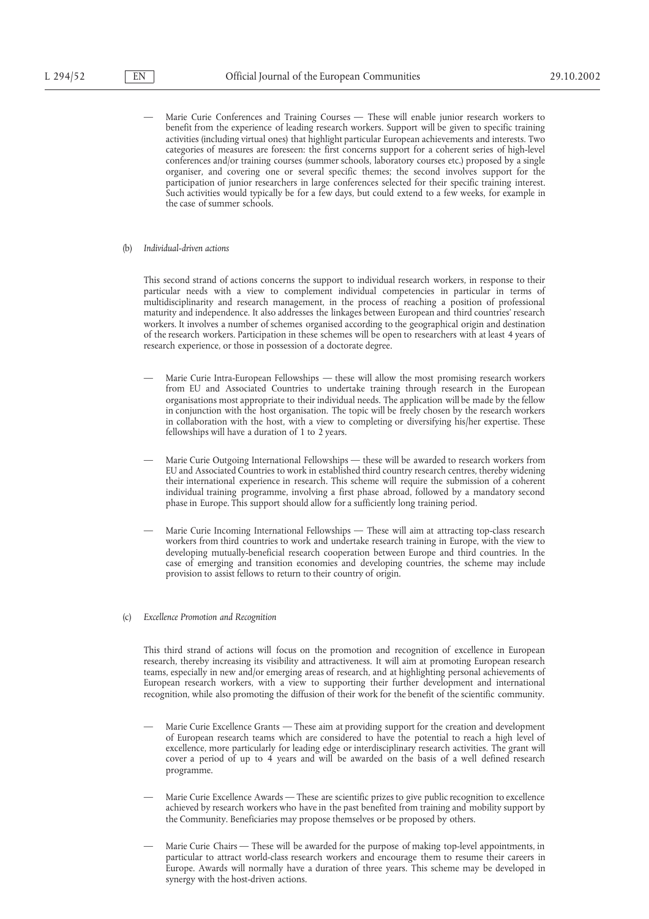— Marie Curie Conferences and Training Courses — These will enable junior research workers to benefit from the experience of leading research workers. Support will be given to specific training activities (including virtual ones) that highlight particular European achievements and interests. Two categories of measures are foreseen: the first concerns support for a coherent series of high-level conferences and/or training courses (summer schools, laboratory courses etc.) proposed by a single organiser, and covering one or several specific themes; the second involves support for the participation of junior researchers in large conferences selected for their specific training interest. Such activities would typically be for a few days, but could extend to a few weeks, for example in the case of summer schools.

(b) *Individual-driven actions*

This second strand of actions concerns the support to individual research workers, in response to their particular needs with a view to complement individual competencies in particular in terms of multidisciplinarity and research management, in the process of reaching a position of professional maturity and independence. It also addresses the linkages between European and third countries' research workers. It involves a number of schemes organised according to the geographical origin and destination of the research workers. Participation in these schemes will be open to researchers with at least 4 years of research experience, or those in possession of a doctorate degree.

— Marie Curie Intra-European Fellowships — these will allow the most promising research workers from EU and Associated Countries to undertake training through research in the European organisations most appropriate to their individual needs. The application will be made by the fellow in conjunction with the host organisation. The topic will be freely chosen by the research workers in collaboration with the host, with a view to completing or diversifying his/her expertise. These fellowships will have a duration of 1 to 2 years.

— Marie Curie Outgoing International Fellowships — these will be awarded to research workers from EU and Associated Countries to work in established third country research centres, thereby widening their international experience in research. This scheme will require the submission of a coherent individual training programme, involving a first phase abroad, followed by a mandatory second phase in Europe. This support should allow for a sufficiently long training period.

— Marie Curie Incoming International Fellowships — These will aim at attracting top-class research workers from third countries to work and undertake research training in Europe, with the view to developing mutually-beneficial research cooperation between Europe and third countries. In the case of emerging and transition economies and developing countries, the scheme may include provision to assist fellows to return to their country of origin.

(c) *Excellence Promotion and Recognition*

This third strand of actions will focus on the promotion and recognition of excellence in European research, thereby increasing its visibility and attractiveness. It will aim at promoting European research teams, especially in new and/or emerging areas of research, and at highlighting personal achievements of European research workers, with a view to supporting their further development and international recognition, while also promoting the diffusion of their work for the benefit of the scientific community.

— Marie Curie Excellence Grants — These aim at providing support for the creation and development of European research teams which are considered to have the potential to reach a high level of excellence, more particularly for leading edge or interdisciplinary research activities. The grant will cover a period of up to 4 years and will be awarded on the basis of a well defined research programme.

— Marie Curie Excellence Awards — These are scientific prizes to give public recognition to excellence achieved by research workers who have in the past benefited from training and mobility support by the Community. Beneficiaries may propose themselves or be proposed by others.

— Marie Curie Chairs — These will be awarded for the purpose of making top-level appointments, in particular to attract world-class research workers and encourage them to resume their careers in Europe. Awards will normally have a duration of three years. This scheme may be developed in synergy with the host-driven actions.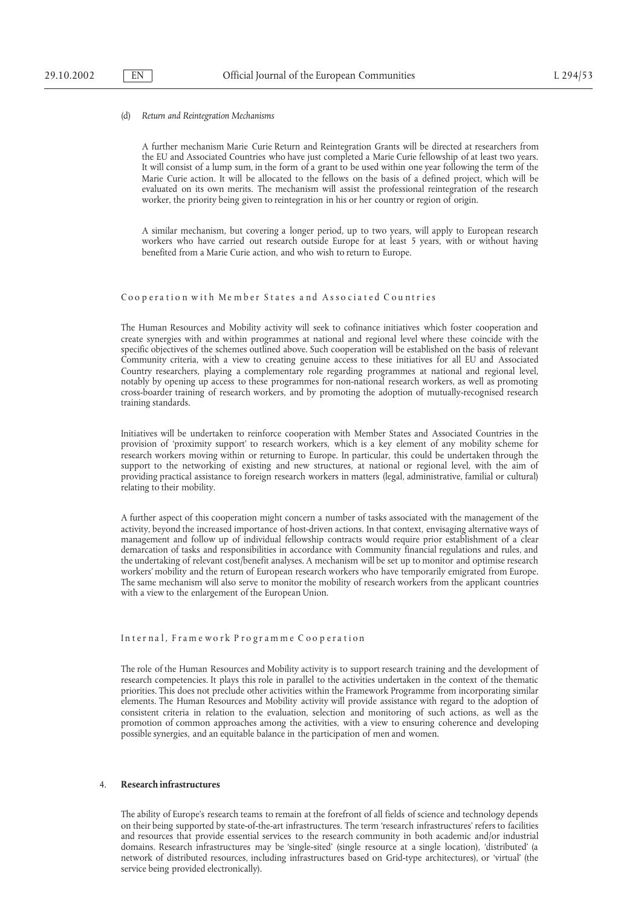(d) *Return and Reintegration Mechanisms*

A further mechanism Marie Curie Return and Reintegration Grants will be directed at researchers from the EU and Associated Countries who have just completed a Marie Curie fellowship of at least two years. It will consist of a lump sum, in the form of a grant to be used within one year following the term of the Marie Curie action. It will be allocated to the fellows on the basis of a defined project, which will be evaluated on its own merits. The mechanism will assist the professional reintegration of the research worker, the priority being given to reintegration in his or her country or region of origin.

A similar mechanism, but covering a longer period, up to two years, will apply to European research workers who have carried out research outside Europe for at least 5 years, with or without having benefited from a Marie Curie action, and who wish to return to Europe.

Cooperation with Member States and Associated Countries

The Human Resources and Mobility activity will seek to cofinance initiatives which foster cooperation and create synergies with and within programmes at national and regional level where these coincide with the specific objectives of the schemes outlined above. Such cooperation will be established on the basis of relevant Community criteria, with a view to creating genuine access to these initiatives for all EU and Associated Country researchers, playing a complementary role regarding programmes at national and regional level, notably by opening up access to these programmes for non-national research workers, as well as promoting cross-boarder training of research workers, and by promoting the adoption of mutually-recognised research training standards.

Initiatives will be undertaken to reinforce cooperation with Member States and Associated Countries in the provision of 'proximity support' to research workers, which is a key element of any mobility scheme for research workers moving within or returning to Europe. In particular, this could be undertaken through the support to the networking of existing and new structures, at national or regional level, with the aim of providing practical assistance to foreign research workers in matters (legal, administrative, familial or cultural) relating to their mobility.

A further aspect of this cooperation might concern a number of tasks associated with the management of the activity, beyond the increased importance of host-driven actions. In that context, envisaging alternative ways of management and follow up of individual fellowship contracts would require prior establishment of a clear demarcation of tasks and responsibilities in accordance with Community financial regulations and rules, and the undertaking of relevant cost/benefit analyses. A mechanism will be set up to monitor and optimise research workers' mobility and the return of European research workers who have temporarily emigrated from Europe. The same mechanism will also serve to monitor the mobility of research workers from the applicant countries with a view to the enlargement of the European Union.

Internal, Framework Programme Cooperation

The role of the Human Resources and Mobility activity is to support research training and the development of research competencies. It plays this role in parallel to the activities undertaken in the context of the thematic priorities. This does not preclude other activities within the Framework Programme from incorporating similar elements. The Human Resources and Mobility activity will provide assistance with regard to the adoption of consistent criteria in relation to the evaluation, selection and monitoring of such actions, as well as the promotion of common approaches among the activities, with a view to ensuring coherence and developing possible synergies, and an equitable balance in the participation of men and women.

4. **Research infrastructures**

The ability of Europe's research teams to remain at the forefront of all fields of science and technology depends on their being supported by state-of-the-art infrastructures. The term 'research infrastructures' refers to facilities and resources that provide essential services to the research community in both academic and/or industrial domains. Research infrastructures may be 'single-sited' (single resource at a single location), 'distributed' (a network of distributed resources, including infrastructures based on Grid-type architectures), or 'virtual' (the service being provided electronically).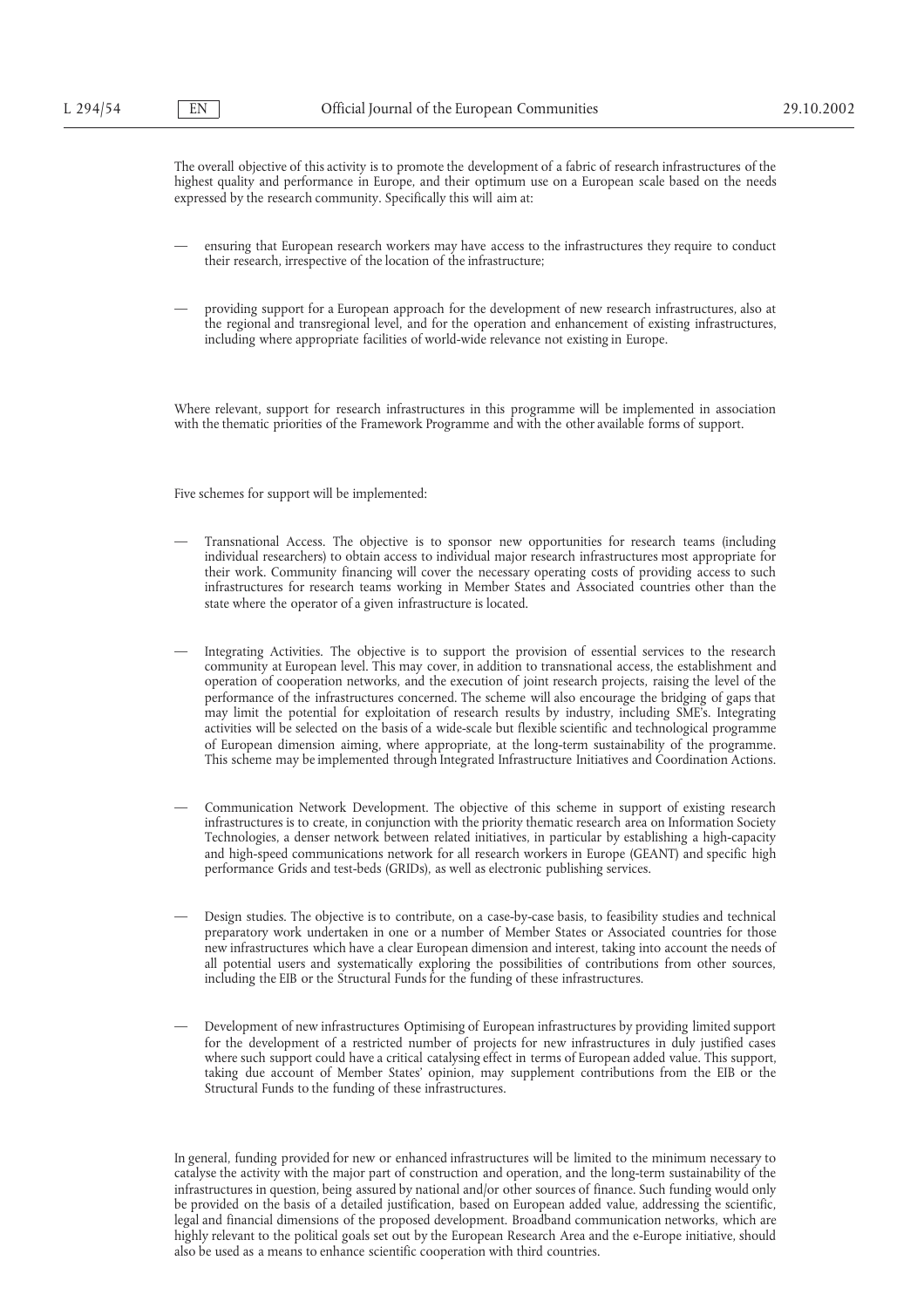The overall objective of this activity is to promote the development of a fabric of research infrastructures of the highest quality and performance in Europe, and their optimum use on a European scale based on the needs expressed by the research community. Specifically this will aim at:

— ensuring that European research workers may have access to the infrastructures they require to conduct their research, irrespective of the location of the infrastructure;

— providing support for a European approach for the development of new research infrastructures, also at the regional and transregional level, and for the operation and enhancement of existing infrastructures, including where appropriate facilities of world-wide relevance not existing in Europe.

Where relevant, support for research infrastructures in this programme will be implemented in association with the thematic priorities of the Framework Programme and with the other available forms of support.

Five schemes for support will be implemented:

— Transnational Access. The objective is to sponsor new opportunities for research teams (including individual researchers) to obtain access to individual major research infrastructures most appropriate for their work. Community financing will cover the necessary operating costs of providing access to such infrastructures for research teams working in Member States and Associated countries other than the state where the operator of a given infrastructure is located.

— Integrating Activities. The objective is to support the provision of essential services to the research community at European level. This may cover, in addition to transnational access, the establishment and operation of cooperation networks, and the execution of joint research projects, raising the level of the performance of the infrastructures concerned. The scheme will also encourage the bridging of gaps that may limit the potential for exploitation of research results by industry, including SME's. Integrating activities will be selected on the basis of a wide-scale but flexible scientific and technological programme of European dimension aiming, where appropriate, at the long-term sustainability of the programme. This scheme may be implemented through Integrated Infrastructure Initiatives and Coordination Actions.

— Communication Network Development. The objective of this scheme in support of existing research infrastructures is to create, in conjunction with the priority thematic research area on Information Society Technologies, a denser network between related initiatives, in particular by establishing a high-capacity and high-speed communications network for all research workers in Europe (GEANT) and specific high performance Grids and test-beds (GRIDs), as well as electronic publishing services.

— Design studies. The objective is to contribute, on a case-by-case basis, to feasibility studies and technical preparatory work undertaken in one or a number of Member States or Associated countries for those new infrastructures which have a clear European dimension and interest, taking into account the needs of all potential users and systematically exploring the possibilities of contributions from other sources, including the EIB or the Structural Funds for the funding of these infrastructures.

— Development of new infrastructures Optimising of European infrastructures by providing limited support for the development of a restricted number of projects for new infrastructures in duly justified cases where such support could have a critical catalysing effect in terms of European added value. This support, taking due account of Member States' opinion, may supplement contributions from the EIB or the Structural Funds to the funding of these infrastructures.

In general, funding provided for new or enhanced infrastructures will be limited to the minimum necessary to catalyse the activity with the major part of construction and operation, and the long-term sustainability of the infrastructures in question, being assured by national and/or other sources of finance. Such funding would only be provided on the basis of a detailed justification, based on European added value, addressing the scientific, legal and financial dimensions of the proposed development. Broadband communication networks, which are highly relevant to the political goals set out by the European Research Area and the e-Europe initiative, should also be used as a means to enhance scientific cooperation with third countries.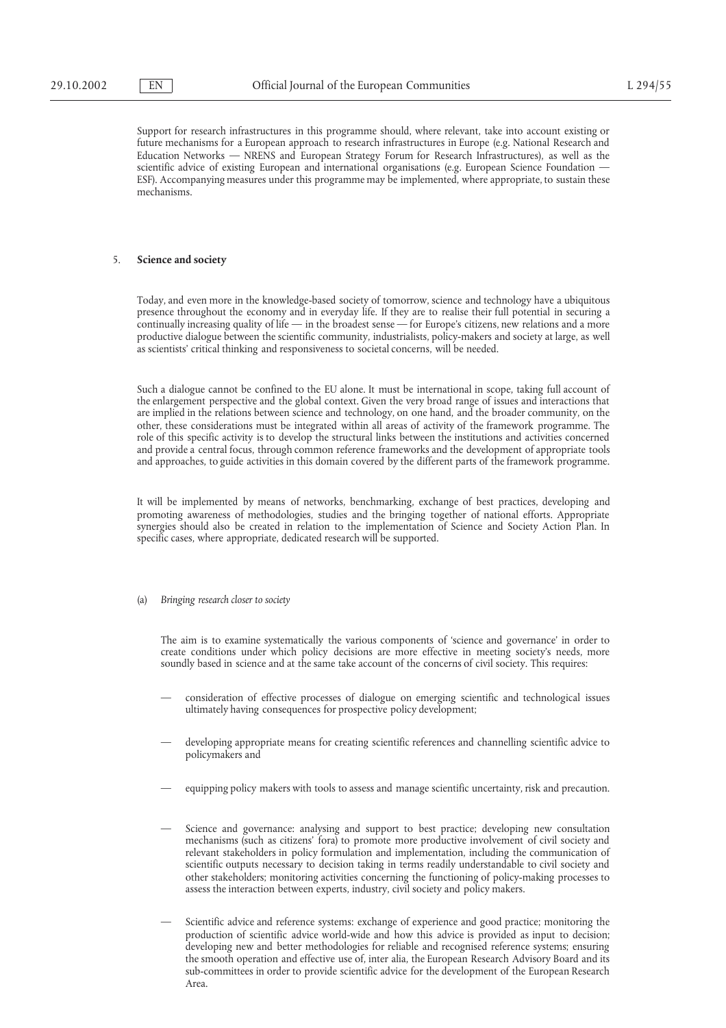Support for research infrastructures in this programme should, where relevant, take into account existing or future mechanisms for a European approach to research infrastructures in Europe (e.g. National Research and Education Networks — NRENS and European Strategy Forum for Research Infrastructures), as well as the scientific advice of existing European and international organisations (e.g. European Science Foundation — ESF). Accompanying measures under this programme may be implemented, where appropriate, to sustain these mechanisms.

## 5. **Science and society**

Today, and even more in the knowledge-based society of tomorrow, science and technology have a ubiquitous presence throughout the economy and in everyday life. If they are to realise their full potential in securing a continually increasing quality of life — in the broadest sense — for Europe's citizens, new relations and a more productive dialogue between the scientific community, industrialists, policy-makers and society at large, as well as scientists' critical thinking and responsiveness to societal concerns, will be needed.

Such a dialogue cannot be confined to the EU alone. It must be international in scope, taking full account of the enlargement perspective and the global context. Given the very broad range of issues and interactions that are implied in the relations between science and technology, on one hand, and the broader community, on the other, these considerations must be integrated within all areas of activity of the framework programme. The role of this specific activity is to develop the structural links between the institutions and activities concerned and provide a central focus, through common reference frameworks and the development of appropriate tools and approaches, to guide activities in this domain covered by the different parts of the framework programme.

It will be implemented by means of networks, benchmarking, exchange of best practices, developing and promoting awareness of methodologies, studies and the bringing together of national efforts. Appropriate synergies should also be created in relation to the implementation of Science and Society Action Plan. In specific cases, where appropriate, dedicated research will be supported.

### (a) *Bringing research closer to society*

The aim is to examine systematically the various components of 'science and governance' in order to create conditions under which policy decisions are more effective in meeting society's needs, more soundly based in science and at the same take account of the concerns of civil society. This requires:

- consideration of effective processes of dialogue on emerging scientific and technological issues ultimately having consequences for prospective policy development;
- developing appropriate means for creating scientific references and channelling scientific advice to policymakers and
- equipping policy makers with tools to assess and manage scientific uncertainty, risk and precaution.
- Science and governance: analysing and support to best practice; developing new consultation mechanisms (such as citizens' fora) to promote more productive involvement of civil society and relevant stakeholders in policy formulation and implementation, including the communication of scientific outputs necessary to decision taking in terms readily understandable to civil society and other stakeholders; monitoring activities concerning the functioning of policy-making processes to assess the interaction between experts, industry, civil society and policy makers.
- Scientific advice and reference systems: exchange of experience and good practice; monitoring the production of scientific advice world-wide and how this advice is provided as input to decision; developing new and better methodologies for reliable and recognised reference systems; ensuring the smooth operation and effective use of, inter alia, the European Research Advisory Board and its sub-committees in order to provide scientific advice for the development of the European Research Area.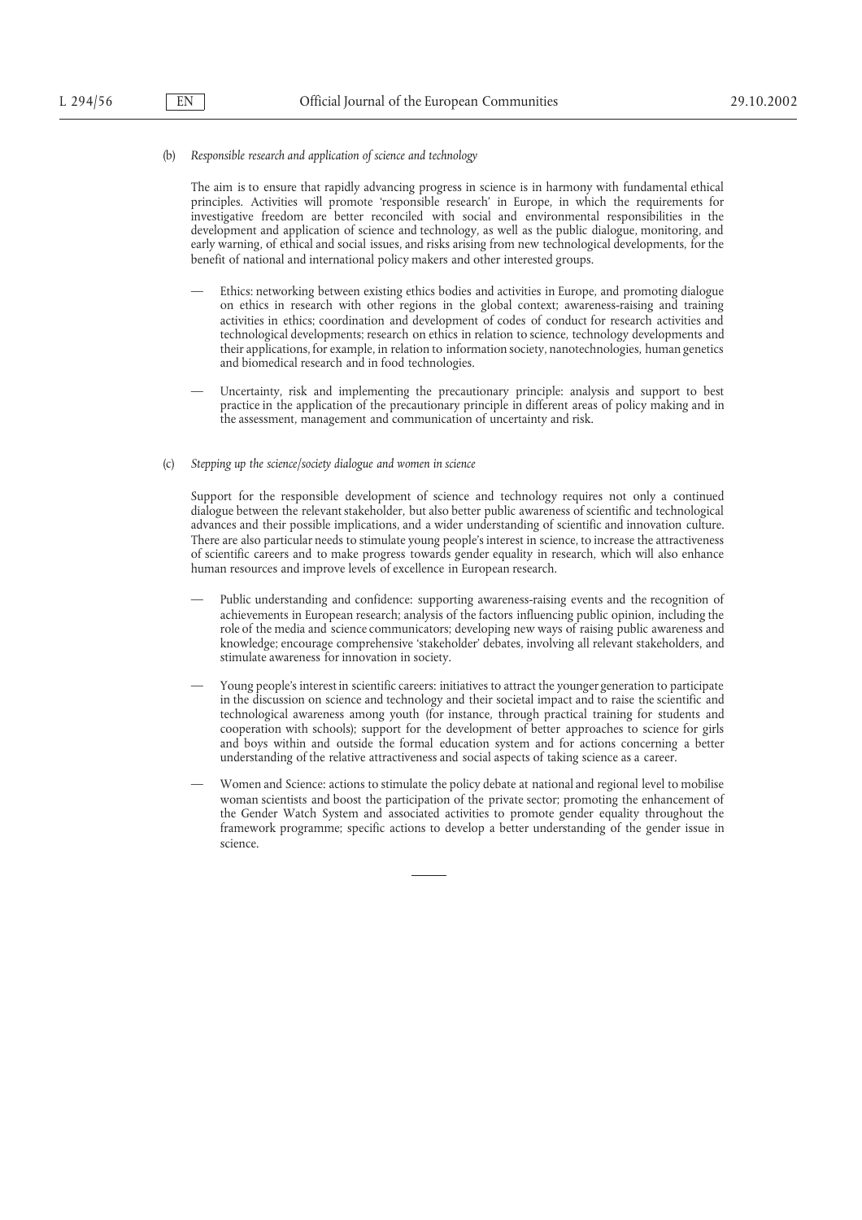(b) *Responsible research and application of science and technology*

The aim is to ensure that rapidly advancing progress in science is in harmony with fundamental ethical principles. Activities will promote 'responsible research' in Europe, in which the requirements for investigative freedom are better reconciled with social and environmental responsibilities in the development and application of science and technology, as well as the public dialogue, monitoring, and early warning, of ethical and social issues, and risks arising from new technological developments, for the benefit of national and international policy makers and other interested groups.

— Ethics: networking between existing ethics bodies and activities in Europe, and promoting dialogue on ethics in research with other regions in the global context; awareness-raising and training activities in ethics; coordination and development of codes of conduct for research activities and technological developments; research on ethics in relation to science, technology developments and their applications, for example, in relation to information society, nanotechnologies, human genetics and biomedical research and in food technologies.

— Uncertainty, risk and implementing the precautionary principle: analysis and support to best practice in the application of the precautionary principle in different areas of policy making and in the assessment, management and communication of uncertainty and risk.

(c) *Stepping up the science/society dialogue and women in science*

Support for the responsible development of science and technology requires not only a continued dialogue between the relevant stakeholder, but also better public awareness of scientific and technological advances and their possible implications, and a wider understanding of scientific and innovation culture. There are also particular needs to stimulate young people's interest in science, to increase the attractiveness of scientific careers and to make progress towards gender equality in research, which will also enhance human resources and improve levels of excellence in European research.

— Public understanding and confidence: supporting awareness-raising events and the recognition of achievements in European research; analysis of the factors influencing public opinion, including the role of the media and science communicators; developing new ways of raising public awareness and knowledge; encourage comprehensive 'stakeholder' debates, involving all relevant stakeholders, and stimulate awareness for innovation in society.

— Young people's interest in scientific careers: initiatives to attract the younger generation to participate in the discussion on science and technology and their societal impact and to raise the scientific and technological awareness among youth (for instance, through practical training for students and cooperation with schools); support for the development of better approaches to science for girls and boys within and outside the formal education system and for actions concerning a better understanding of the relative attractiveness and social aspects of taking science as a career.

— Women and Science: actions to stimulate the policy debate at national and regional level to mobilise woman scientists and boost the participation of the private sector; promoting the enhancement of the Gender Watch System and associated activities to promote gender equality throughout the framework programme; specific actions to develop a better understanding of the gender issue in science.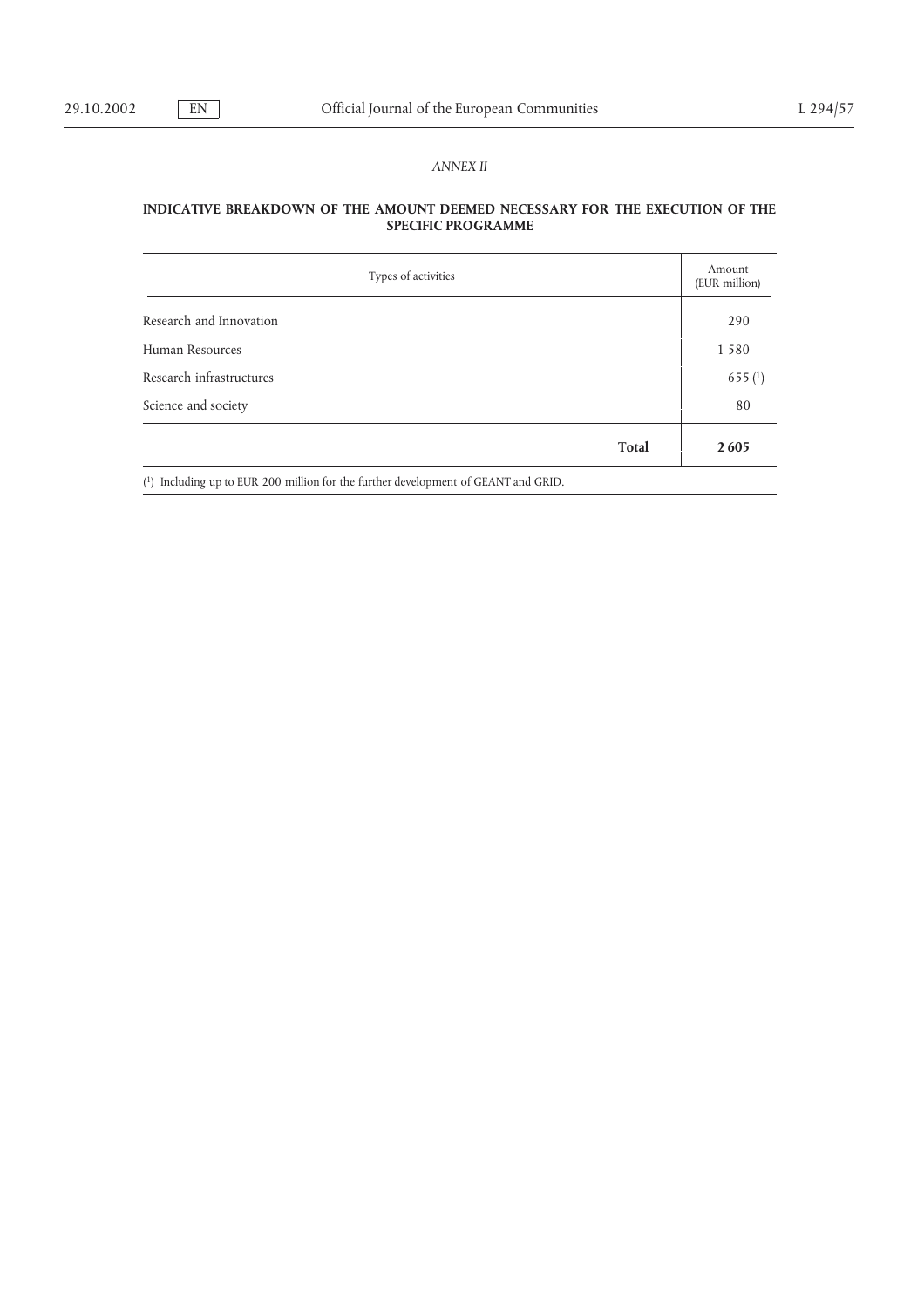*ANNEX II*

**INDICATIVE BREAKDOWN OF THE AMOUNT DEEMED NECESSARY FOR THE EXECUTION OF THE SPECIFIC PROGRAMME**

| Types of activities | Amount (EUR million) |
|---|---|
| Research and Innovation | 290 |
| Human Resources | 1 580 |
| Research infrastructures | 655 [1] |
| Science and society | 80 |
| **Total** | **2 605** |

[1] Including up to EUR 200 million for the further development of GEANT and GRID.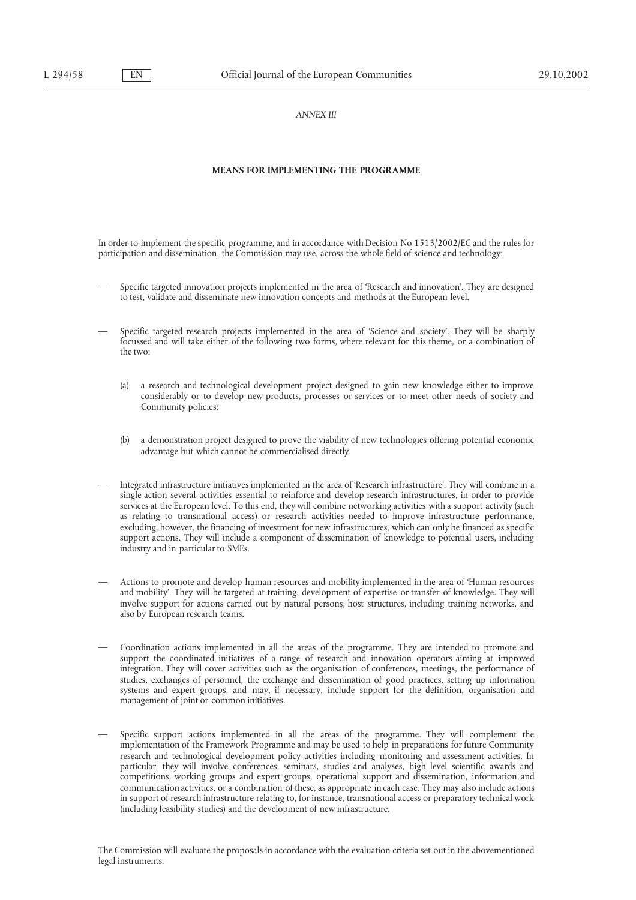*ANNEX III*

**MEANS FOR IMPLEMENTING THE PROGRAMME**

In order to implement the specific programme, and in accordance with Decision No 1513/2002/EC and the rules for participation and dissemination, the Commission may use, across the whole field of science and technology:

- Specific targeted innovation projects implemented in the area of 'Research and innovation'. They are designed to test, validate and disseminate new innovation concepts and methods at the European level.

- Specific targeted research projects implemented in the area of 'Science and society'. They will be sharply focussed and will take either of the following two forms, where relevant for this theme, or a combination of the two:

  (a) a research and technological development project designed to gain new knowledge either to improve considerably or to develop new products, processes or services or to meet other needs of society and Community policies;

  (b) a demonstration project designed to prove the viability of new technologies offering potential economic advantage but which cannot be commercialised directly.

- Integrated infrastructure initiatives implemented in the area of 'Research infrastructure'. They will combine in a single action several activities essential to reinforce and develop research infrastructures, in order to provide services at the European level. To this end, they will combine networking activities with a support activity (such as relating to transnational access) or research activities needed to improve infrastructure performance, excluding, however, the financing of investment for new infrastructures, which can only be financed as specific support actions. They will include a component of dissemination of knowledge to potential users, including industry and in particular to SMEs.

- Actions to promote and develop human resources and mobility implemented in the area of 'Human resources and mobility'. They will be targeted at training, development of expertise or transfer of knowledge. They will involve support for actions carried out by natural persons, host structures, including training networks, and also by European research teams.

- Coordination actions implemented in all the areas of the programme. They are intended to promote and support the coordinated initiatives of a range of research and innovation operators aiming at improved integration. They will cover activities such as the organisation of conferences, meetings, the performance of studies, exchanges of personnel, the exchange and dissemination of good practices, setting up information systems and expert groups, and may, if necessary, include support for the definition, organisation and management of joint or common initiatives.

- Specific support actions implemented in all the areas of the programme. They will complement the implementation of the Framework Programme and may be used to help in preparations for future Community research and technological development policy activities including monitoring and assessment activities. In particular, they will involve conferences, seminars, studies and analyses, high level scientific awards and competitions, working groups and expert groups, operational support and dissemination, information and communication activities, or a combination of these, as appropriate in each case. They may also include actions in support of research infrastructure relating to, for instance, transnational access or preparatory technical work (including feasibility studies) and the development of new infrastructure.

The Commission will evaluate the proposals in accordance with the evaluation criteria set out in the abovementioned legal instruments.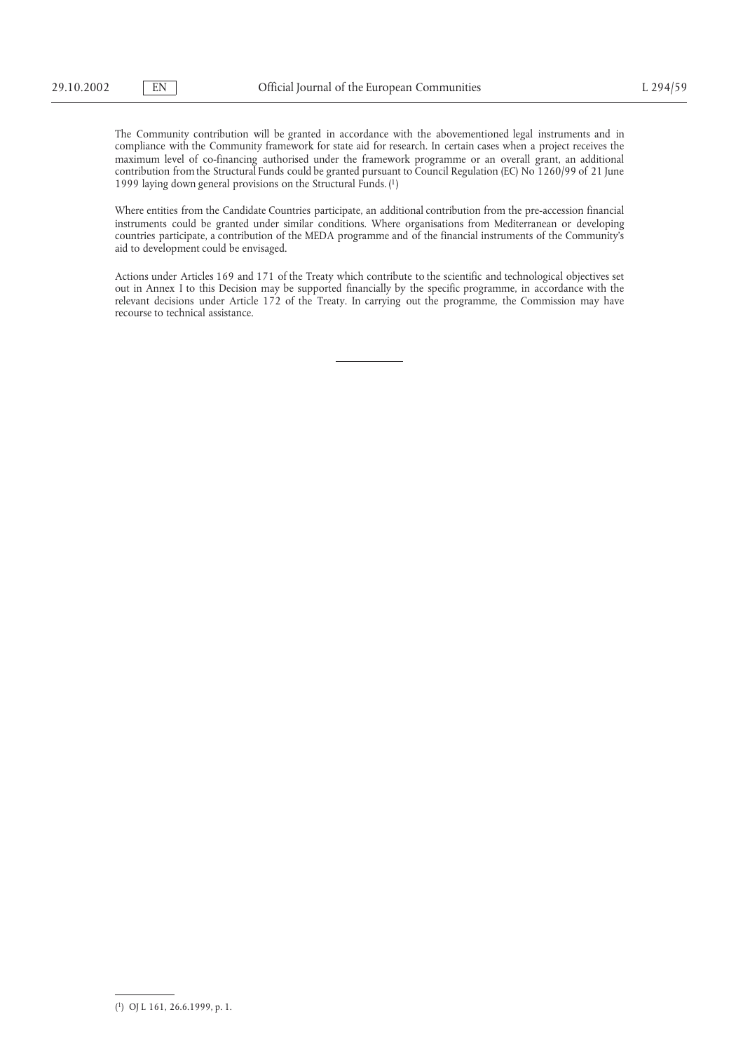The Community contribution will be granted in accordance with the abovementioned legal instruments and in compliance with the Community framework for state aid for research. In certain cases when a project receives the maximum level of co-financing authorised under the framework programme or an overall grant, an additional contribution from the Structural Funds could be granted pursuant to Council Regulation (EC) No 1260/99 of 21 June 1999 laying down general provisions on the Structural Funds. [1]

Where entities from the Candidate Countries participate, an additional contribution from the pre-accession financial instruments could be granted under similar conditions. Where organisations from Mediterranean or developing countries participate, a contribution of the MEDA programme and of the financial instruments of the Community's aid to development could be envisaged.

Actions under Articles 169 and 171 of the Treaty which contribute to the scientific and technological objectives set out in Annex I to this Decision may be supported financially by the specific programme, in accordance with the relevant decisions under Article 172 of the Treaty. In carrying out the programme, the Commission may have recourse to technical assistance.

---

[1] OJ L 161, 26.6.1999, p. 1.